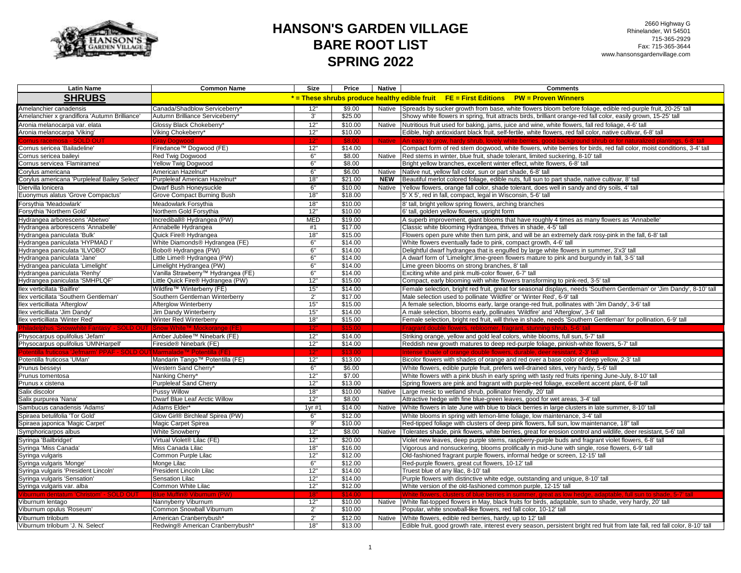# HANSON'S GARDEN VILLAGE
# BARE ROOT LIST
# SPRING 2022

2660 Highway G
Rhinelander, WI 54501
715-365-2929
Fax: 715-365-3644
www.hansonsgardenvillage.com

| Latin Name | Common Name | Size | Price | Native | Comments |
|---|---|---|---|---|---|
| **SHRUBS** | * = These shrubs produce healthy edible fruit FE = First Editions PW = Proven Winners | | | | |
| Amelanchier canadensis | Canada/Shadblow Serviceberry* | 12" | $9.00 | Native | Spreads by sucker growth from base, white flowers bloom before foliage, edible red-purple fruit, 20-25' tall |
| Amelanchier x grandiflora 'Autumn Brilliance' | Autumn Brilliance Serviceberry* | 3' | $25.00 | | Showy white flowers in spring, fruit attracts birds, brilliant orange-red fall color, easily grown, 15-25' tall |
| Aronia melanocarpa var. elata | Glossy Black Chokeberry* | 12" | $10.00 | Native | Nutritious fruit used for baking, jams, juice and wine, white flowers, fall red foliage, 4-6' tall |
| Aronia melanocarpa 'Viking' | Viking Chokeberry* | 12" | $10.00 | | Edible, high antioxidant black fruit, self-fertile, white flowers, red fall color, native cultivar, 6-8' tall |
| Cornus racemosa - SOLD OUT | Gray Dogwood | 12" | $8.00 | Native | An easy to grow, hardy shrub, lovely white berries, good background shrub or for naturalized plantings, 6-8' tall |
| Cornus sericea 'Bailadeline' | Firedance™ Dogwood (FE) | 12" | $14.00 | | Compact form of red stem dogwood, white flowers, white berries for birds, red fall color, moist conditions, 3-4' tall |
| Cornus sericea baileyi | Red Twig Dogwood | 6" | $8.00 | Native | Red stems in winter, blue fruit, shade tolerant, limited suckering, 8-10' tall |
| Cornus servicea 'Flamiramea' | Yellow Twig Dogwood | 6" | $8.00 | | Bright yellow branches, excellent winter effect, white flowers, 6-8' tall |
| Corylus americana | American Hazelnut* | 6" | $6.00 | Native | Native nut, yellow fall color, sun or part shade, 6-8' tall |
| Corylus americana 'Purpleleaf Bailey Select' | Purpleleaf American Hazelnut* | 18" | $21.00 | **NEW** | Beautiful merlot colored foliage, edible nuts, full sun to part shade, native cultivar, 8' tall |
| Diervilla lonicera | Dwarf Bush Honeysuckle | 6" | $10.00 | Native | Yellow flowers, orange fall color, shade tolerant, does well in sandy and dry soils, 4' tall |
| Euonymus alatus 'Grove Compactus' | Grove Compact Burning Bush | 18" | $18.00 | | 5' X 5', red in fall, compact, legal in Wisconsin, 5-6' tall |
| Forsythia 'Meadowlark' | Meadowlark Forsythia | 18" | $10.00 | | 8' tall, bright yellow spring flowers, arching branches |
| Forsythia 'Northern Gold' | Northern Gold Forsythia | 12" | $10.00 | | 6' tall, golden yellow flowers, upright form |
| Hydrangea arborescens 'Abetwo' | Incrediball® Hydrangea (PW) | MED | $19.00 | | A superb improvement, giant blooms that have roughly 4 times as many flowers as 'Annabelle' |
| Hydrangea arborescens 'Annabelle' | Annabelle Hydrangea | #1 | $17.00 | | Classic white blooming Hydrangea, thrives in shade, 4-5' tall |
| Hydrangea paniculata 'Bulk' | Quick Fire® Hydrangea | 18" | $15.00 | | Flowers open pure white then turn pink, and will be an extremely dark rosy-pink in the fall, 6-8' tall |
| Hydrangea paniculata 'HYPMAD I' | White Diamonds® Hydrangea (FE) | 6" | $14.00 | | White flowers eventually fade to pink, compact growth, 4-6' tall |
| Hydrangea paniculata 'ILVOBO' | Bobo® Hydrangea (PW) | 6" | $14.00 | | Delightful dwarf hydrangea that is engulfed by large white flowers in summer, 3'x3' tall |
| Hydrangea paniculata 'Jane' | Little Lime® Hydrangea (PW) | 6" | $14.00 | | A dwarf form of 'Limelight',lime-green flowers mature to pink and burgundy in fall, 3-5' tall |
| Hydrangea paniculata 'Limelight' | Limelight Hydrangea (PW) | 6" | $14.00 | | Lime green blooms on strong branches, 8' tall |
| Hydrangea paniculata 'Renhy' | Vanilla Strawberry™ Hydrangea (FE) | 6" | $14.00 | | Exciting white and pink multi-color flower, 6-7' tall |
| Hydrangea paniculata 'SMHPLQF' | Little Quick Fire® Hydrangea (PW) | 12" | $15.00 | | Compact, early blooming with white flowers transforming to pink-red, 3-5' tall |
| Ilex verticillata 'Bailfire' | Wildfire™ Winterberry (FE) | 15" | $14.00 | | Female selection, bright red fruit, great for seasonal displays, needs 'Southern Gentleman' or 'Jim Dandy', 8-10' tall |
| Ilex verticillata 'Southern Gentleman' | Southern Gentleman Winterberry | 2' | $17.00 | | Male selection used to pollinate 'Wildfire' or 'Winter Red', 6-9' tall |
| Ilex verticilliata 'Afterglow' | Afterglow Winterberry | 15" | $15.00 | | A female selection, blooms early, large orange-red fruit, pollinates with 'Jim Dandy', 3-6' tall |
| Ilex verticilliata 'Jim Dandy' | Jim Dandy Winterberry | 15" | $14.00 | | A male selection, blooms early, pollinates 'Wildfire' and 'Afterglow', 3-6' tall |
| Ilex verticilliata 'Winter Red' | Winter Red Winterberry | 18" | $15.00 | | Female selection, bright red fruit, will thrive in shade, needs 'Southern Gentleman' for pollination, 6-9' tall |
| Philadelphus 'Snowwhite Fantasy' - SOLD OUT | Snow White™ Mockorange (FE) | 12" | $15.00 | | Fragrant double flowers, rebloomer, fragrant, stunning shrub, 5-6' tall |
| Physocarpus opulifolius 'Jefam' | Amber Jubilee™ Ninebark (FE) | 12" | $14.00 | | Striking orange, yellow and gold leaf colors, white blooms, full sun, 5-7' tall |
| Physocarpus opulifolius 'UMNHarpell' | Fireside® Ninebark (FE) | 12" | $14.00 | | Reddish new growth matures to deep red-purple foliage, pinkish-white flowers, 5-7' tall |
| Potentilla fruticosa 'Jefmarm' PPAF - SOLD OUT | Marmalade™ Potentilla (FE) | 12" | $13.00 | | Intense shade of orange double flowers, durable, deer resistant, 2-3' tall |
| Potentilla fruticosa 'UMan' | Mandarin Tango™ Potentilla (FE) | 12" | $13.00 | | Bicolor flowers with shades of orange and red over a base color of deep yellow, 2-3' tall |
| Prunus besseyi | Western Sand Cherry* | 6" | $6.00 | | White flowers, edible purple fruit, prefers well-drained sites, very hardy, 5-6' tall |
| Prunus tomentosa | Nanking Cherry* | 12" | $7.00 | | White flowers with a pink blush in early spring with tasty red fruits ripening June-July, 8-10' tall |
| Prunus x cistena | Purpleleaf Sand Cherry | 12" | $13.00 | | Spring flowers are pink and fragrant with purple-red foliage, excellent accent plant, 6-8' tall |
| Salix discolor | Pussy Willow | 18" | $10.00 | Native | Large mesic to wetland shrub, pollinator friendly, 20' tall |
| Salix purpurea 'Nana' | Dwarf Blue Leaf Arctic Willow | 12" | $8.00 | | Attractive hedge with fine blue-green leaves, good for wet areas, 3-4' tall |
| Sambucus canadensis 'Adams' | Adams Elder* | 1yr #1 | $14.00 | Native | White flowers in late June with blue to black berries in large clusters in late summer, 8-10' tall |
| Spiraea betulifolia 'Tor Gold' | Glow Girl® Birchleaf Spirea (PW) | 6" | $12.00 | | White blooms in spring with lemon-lime foliage, low maintenance, 3-4' tall |
| Spiraea japonica 'Magic Carpet' | Magic Carpet Spirea | 9" | $10.00 | | Red-tipped foliage with clusters of deep pink flowers, full sun, low maintenance, 18" tall |
| Symphoricarpos albus | White Snowberry | 12" | $8.00 | Native | Tolerates shade, pink flowers, white berries, great for erosion control and wildlife, deer resistant, 5-6' tall |
| Syringa 'Bailbridget' | Virtual Violet® Lilac (FE) | 12" | $20.00 | | Violet new leaves, deep purple stems, raspberry-purple buds and fragrant violet flowers, 6-8' tall |
| Syringa 'Miss Canada' | Miss Canada Lilac | 18" | $16.00 | | Vigorous and nonsuckering, blooms prolifically in mid-June with single, rose flowers, 6-9' tall |
| Syringa vulgaris | Common Purple Lilac | 12" | $12.00 | | Old-fashioned fragrant purple flowers, informal hedge or screen, 12-15' tall |
| Syringa vulgaris 'Monge' | Monge Lilac | 6" | $12.00 | | Red-purple flowers, great cut flowers, 10-12' tall |
| Syringa vulgaris 'President Lincoln' | President Lincoln Lilac | 12" | $14.00 | | Truest blue of any lilac, 8-10' tall |
| Syringa vulgaris 'Sensation' | Sensation Lilac | 12" | $14.00 | | Purple flowers with distinctive white edge, outstanding and unique, 8-10' tall |
| Syringa vulgaris var. alba | Common White Lilac | 12" | $12.00 | | White version of the old-fashioned common purple, 12-15' tall |
| Viburnum dentatum 'Christom' - SOLD OUT | Blue Muffin® Viburnum (PW) | 18" | $14.00 | | White flowers, clusters of blue berries in summer, great as low hedge, adaptable, full sun to shade, 5-7' tall |
| Viburnum lentago | Nannyberry Viburnum | 12" | $10.00 | Native | White flat-topped flowers in May, black fruits for birds, adaptable, sun to shade, very hardy, 20' tall |
| Viburnum opulus 'Roseum' | Common Snowball Viburnum | 2' | $10.00 | | Popular, white snowball-like flowers, red fall color, 10-12' tall |
| Viburnum trilobum | American Cranberrybush* | 2' | $12.00 | Native | White flowers, edible red berries, hardy, up to 12' tall |
| Viburnum trilobum 'J. N. Select' | Redwing® American Cranberrybush* | 18" | $13.00 | | Edible fruit, good growth rate, interest every season, persistent bright red fruit from late fall, red fall color, 8-10' tall |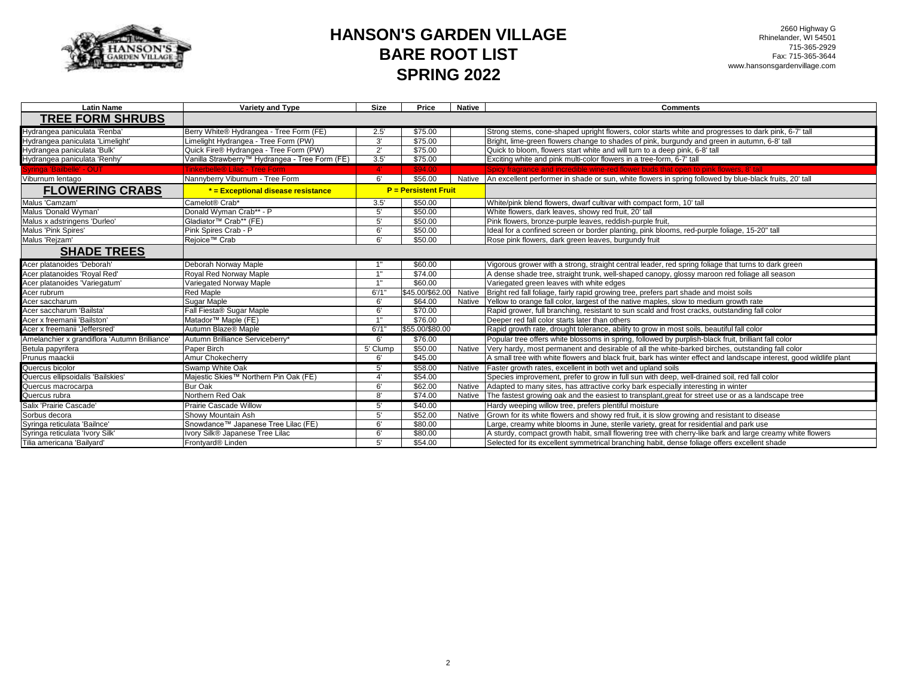# HANSON'S GARDEN VILLAGE
## BARE ROOT LIST
## SPRING 2022

2660 Highway G
Rhinelander, WI 54501
715-365-2929
Fax: 715-365-3644
www.hansonsgardenvillage.com

| Latin Name | Variety and Type | Size | Price | Native | Comments |
|---|---|---|---|---|---|
| **TREE FORM SHRUBS** | | | | | |
| Hydrangea paniculata 'Renba' | Berry White® Hydrangea - Tree Form (FE) | 2.5' | $75.00 | | Strong stems, cone-shaped upright flowers, color starts white and progresses to dark pink, 6-7' tall |
| Hydrangea paniculata 'Limelight' | Limelight Hydrangea - Tree Form (PW) | 3' | $75.00 | | Bright, lime-green flowers change to shades of pink, burgundy and green in autumn, 6-8' tall |
| Hydrangea paniculata 'Bulk' | Quick Fire® Hydrangea - Tree Form (PW) | 2' | $75.00 | | Quick to bloom, flowers start white and will turn to a deep pink, 6-8' tall |
| Hydrangea paniculata 'Renhy' | Vanilla Strawberry™ Hydrangea - Tree Form (FE) | 3.5' | $75.00 | | Exciting white and pink multi-color flowers in a tree-form, 6-7' tall |
| Syringa 'Bailbelle' - OUT | Tinkerbelle® Lilac - Tree Form | 4' | $94.00 | | Spicy fragrance and incredible wine-red flower buds that open to pink flowers, 8' tall |
| Viburnum lentago | Nannyberry Viburnum - Tree Form | 6' | $56.00 | Native | An excellent performer in shade or sun, white flowers in spring followed by blue-black fruits, 20' tall |
| **FLOWERING CRABS** | * = Exceptional disease resistance | P = Persistent Fruit | | | |
| Malus 'Camzam' | Camelot® Crab* | 3.5' | $50.00 | | White/pink blend flowers, dwarf cultivar with compact form, 10' tall |
| Malus 'Donald Wyman' | Donald Wyman Crab** - P | 5' | $50.00 | | White flowers, dark leaves, showy red fruit, 20' tall |
| Malus x adstringens 'Durleo' | Gladiator™ Crab** (FE) | 5' | $50.00 | | Pink flowers, bronze-purple leaves, reddish-purple fruit, |
| Malus 'Pink Spires' | Pink Spires Crab - P | 6' | $50.00 | | Ideal for a confined screen or border planting, pink blooms, red-purple foliage, 15-20" tall |
| Malus 'Rejzam' | Rejoice™ Crab | 6' | $50.00 | | Rose pink flowers, dark green leaves, burgundy fruit |
| **SHADE TREES** | | | | | |
| Acer platanoides 'Deborah' | Deborah Norway Maple | 1" | $60.00 | | Vigorous grower with a strong, straight central leader, red spring foliage that turns to dark green |
| Acer platanoides 'Royal Red' | Royal Red Norway Maple | 1" | $74.00 | | A dense shade tree, straight trunk, well-shaped canopy, glossy maroon red foliage all season |
| Acer platanoides 'Variegatum' | Variegated Norway Maple | 1" | $60.00 | | Variegated green leaves with white edges |
| Acer rubrum | Red Maple | 6'/1" | $45.00/$62.00 | Native | Bright red fall foliage, fairly rapid growing tree, prefers part shade and moist soils |
| Acer saccharum | Sugar Maple | 6' | $64.00 | Native | Yellow to orange fall color, largest of the native maples, slow to medium growth rate |
| Acer saccharum 'Bailsta' | Fall Fiesta® Sugar Maple | 6' | $70.00 | | Rapid grower, full branching, resistant to sun scald and frost cracks, outstanding fall color |
| Acer x freemanii 'Bailston' | Matador™ Maple (FE) | 1" | $76.00 | | Deeper red fall color starts later than others |
| Acer x freemanii 'Jeffersred' | Autumn Blaze® Maple | 6'/1" | $55.00/$80.00 | | Rapid growth rate, drought tolerance, ability to grow in most soils, beautiful fall color |
| Amelanchier x grandiflora 'Autumn Brilliance' | Autumn Brilliance Serviceberry* | 6' | $76.00 | | Popular tree offers white blossoms in spring, followed by purplish-black fruit, brilliant fall color |
| Betula papyrifera | Paper Birch | 5' Clump | $50.00 | Native | Very hardy, most permanent and desirable of all the white-barked birches, outstanding fall color |
| Prunus maackii | Amur Chokecherry | 6' | $45.00 | | A small tree with white flowers and black fruit, bark has winter effect and landscape interest, good wildlife plant |
| Quercus bicolor | Swamp White Oak | 5' | $58.00 | Native | Faster growth rates, excellent in both wet and upland soils |
| Quercus ellipsoidalis 'Bailskies' | Majestic Skies™ Northern Pin Oak (FE) | 4' | $54.00 | | Species improvement, prefer to grow in full sun with deep, well-drained soil, red fall color |
| Quercus macrocarpa | Bur Oak | 6' | $62.00 | Native | Adapted to many sites, has attractive corky bark especially interesting in winter |
| Quercus rubra | Northern Red Oak | 8' | $74.00 | Native | The fastest growing oak and the easiest to transplant,great for street use or as a landscape tree |
| Salix 'Prairie Cascade' | Prairie Cascade Willow | 5' | $40.00 | | Hardy weeping willow tree, prefers plentiful moisture |
| Sorbus decora | Showy Mountain Ash | 5' | $52.00 | Native | Grown for its white flowers and showy red fruit, it is slow growing and resistant to disease |
| Syringa reticulata 'Bailnce' | Snowdance™ Japanese Tree Lilac (FE) | 6' | $80.00 | | Large, creamy white blooms in June, sterile variety, great for residential and park use |
| Syringa reticulata 'Ivory Silk' | Ivory Silk® Japanese Tree Lilac | 6' | $80.00 | | A sturdy, compact growth habit, small flowering tree with cherry-like bark and large creamy white flowers |
| Tilia americana 'Bailyard' | Frontyard® Linden | 5' | $54.00 | | Selected for its excellent symmetrical branching habit, dense foliage offers excellent shade |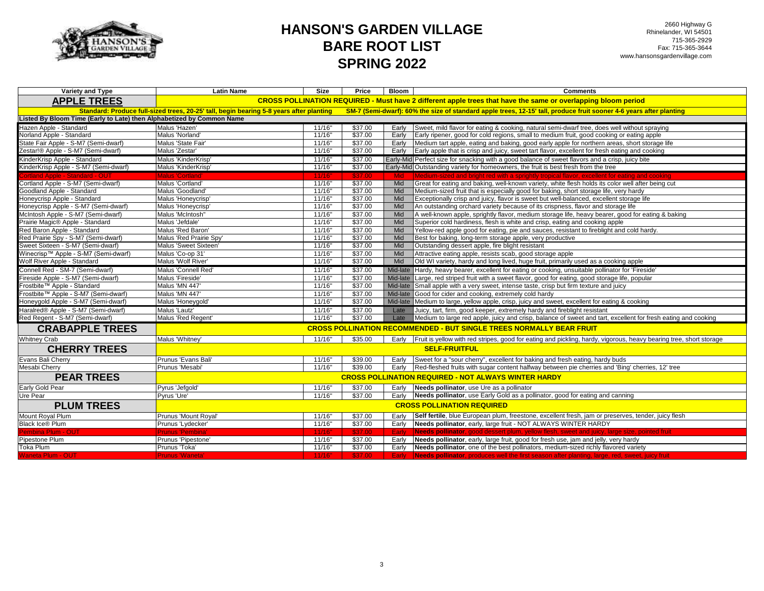# HANSON'S GARDEN VILLAGE
# BARE ROOT LIST
# SPRING 2022

2660 Highway G
Rhinelander, WI 54501
715-365-2929
Fax: 715-365-3644
www.hansonsgardenvillage.com

| Variety and Type | Latin Name | Size | Price | Bloom | Comments |
|---|---|---|---|---|---|
| **APPLE TREES** | **CROSS POLLINATION REQUIRED - Must have 2 different apple trees that have the same or overlapping bloom period** | | | | |
| **Standard: Produce full-sized trees, 20-25' tall, begin bearing 5-8 years after planting** | | | | | **SM-7 (Semi-dwarf): 60% the size of standard apple trees, 12-15' tall, produce fruit sooner 4-6 years after planting** |
| **Listed By Bloom Time (Early to Late) then Alphabetized by Common Name** | | | | | |
| Hazen Apple - Standard | Malus 'Hazen' | 11/16" | $37.00 | Early | Sweet, mild flavor for eating & cooking, natural semi-dwarf tree, does well without spraying |
| Norland Apple - Standard | Malus 'Norland' | 11/16" | $37.00 | Early | Early ripener, good for cold regions, small to medium fruit, good cooking or eating apple |
| State Fair Apple - S-M7 (Semi-dwarf) | Malus 'State Fair' | 11/16" | $37.00 | Early | Medium tart apple, eating and baking, good early apple for northern areas, short storage life |
| Zestar!® Apple - S-M7 (Semi-dwarf) | Malus 'Zestar' | 11/16" | $37.00 | Early | Early apple that is crisp and juicy, sweet tart flavor, excellent for fresh eating and cooking |
| KinderKrisp Apple - Standard | Malus 'KinderKrisp' | 11/16" | $37.00 | Early-Mid | Perfect size for snacking with a good balance of sweet flavors and a crisp, juicy bite |
| KinderKrisp Apple - S-M7 (Semi-dwarf) | Malus 'KinderKrisp' | 11/16" | $37.00 | Early-Mid | Outstanding variety for homeowners, the fruit is best fresh from the tree |
| Cortland Apple - Standard - OUT | Malus 'Cortland' | 11/16" | $37.00 | Mid | Medium-sized and bright red with a sprightly tropical flavor, excellent for eating and cooking |
| Cortland Apple - S-M7 (Semi-dwarf) | Malus 'Cortland' | 11/16" | $37.00 | Mid | Great for eating and baking, well-known variety, white flesh holds its color well after being cut |
| Goodland Apple - Standard | Malus 'Goodland' | 11/16" | $37.00 | Mid | Medium-sized fruit that is especially good for baking, short storage life, very hardy |
| Honeycrisp Apple - Standard | Malus 'Honeycrisp' | 11/16" | $37.00 | Mid | Exceptionally crisp and juicy, flavor is sweet but well-balanced, excellent storage life |
| Honeycrisp Apple - S-M7 (Semi-dwarf) | Malus 'Honeycrisp' | 11/16" | $37.00 | Mid | An outstanding orchard variety because of its crispness, flavor and storage life |
| McIntosh Apple - S-M7 (Semi-dwarf) | Malus 'McIntosh" | 11/16" | $37.00 | Mid | A well-known apple, sprightly flavor, medium storage life, heavy bearer, good for eating & baking |
| Prairie Magic® Apple - Standard | Malus 'Jefdale' | 11/16" | $37.00 | Mid | Superior cold hardiness, flesh is white and crisp, eating and cooking apple |
| Red Baron Apple - Standard | Malus 'Red Baron' | 11/16" | $37.00 | Mid | Yellow-red apple good for eating, pie and sauces, resistant to fireblight and cold hardy. |
| Red Prairie Spy - S-M7 (Semi-dwarf) | Malus 'Red Prairie Spy' | 11/16" | $37.00 | Mid | Best for baking, long-term storage apple, very productive |
| Sweet Sixteen - S-M7 (Semi-dwarf) | Malus 'Sweet Sixteen' | 11/16" | $37.00 | Mid | Outstanding dessert apple, fire blight resistant |
| Winecrisp™ Apple - S-M7 (Semi-dwarf) | Malus 'Co-op 31' | 11/16" | $37.00 | Mid | Attractive eating apple, resists scab, good storage apple |
| Wolf River Apple - Standard | Malus 'Wolf River' | 11/16" | $37.00 | Mid | Old WI variety, hardy and long lived, huge fruit, primarily used as a cooking apple |
| Connell Red - SM-7 (Semi-dwarf) | Malus 'Connell Red' | 11/16" | $37.00 | Mid-late | Hardy, heavy bearer, excellent for eating or cooking, unsuitable pollinator for 'Fireside' |
| Fireside Apple - S-M7 (Semi-dwarf) | Malus 'Fireside' | 11/16" | $37.00 | Mid-late | Large, red striped fruit with a sweet flavor, good for eating, good storage life, popular |
| Frostbite™ Apple - Standard | Malus 'MN 447' | 11/16" | $37.00 | Mid-late | Small apple with a very sweet, intense taste, crisp but firm texture and juicy |
| Frostbite™ Apple - S-M7 (Semi-dwarf) | Malus 'MN 447' | 11/16" | $37.00 | Mid-late | Good for cider and cooking, extremely cold hardy |
| Honeygold Apple - S-M7 (Semi-dwarf) | Malus 'Honeygold' | 11/16" | $37.00 | Mid-late | Medium to large, yellow apple, crisp, juicy and sweet, excellent for eating & cooking |
| Haralred® Apple - S-M7 (Semi-dwarf) | Malus 'Lautz' | 11/16" | $37.00 | Late | Juicy, tart, firm, good keeper, extremely hardy and fireblight resistant |
| Red Regent - S-M7 (Semi-dwarf) | Malus 'Red Regent' | 11/16" | $37.00 | Late | Medium to large red apple, juicy and crisp, balance of sweet and tart, excellent for fresh eating and cooking |
| **CRABAPPLE TREES** | **CROSS POLLINATION RECOMMENDED - BUT SINGLE TREES NORMALLY BEAR FRUIT** | | | | |
| Whitney Crab | Malus 'Whitney' | 11/16" | $35.00 | Early | Fruit is yellow with red stripes, good for eating and pickling, hardy, vigorous, heavy bearing tree, short storage |
| **CHERRY TREES** | **SELF-FRUITFUL** | | | | |
| Evans Bali Cherry | Prunus 'Evans Bali' | 11/16" | $39.00 | Early | Sweet for a "sour cherry", excellent for baking and fresh eating, hardy buds |
| Mesabi Cherry | Prunus 'Mesabi' | 11/16" | $39.00 | Early | Red-fleshed fruits with sugar content halfway between pie cherries and 'Bing' cherries, 12' tree |
| **PEAR TREES** | **CROSS POLLINATION REQUIRED - NOT ALWAYS WINTER HARDY** | | | | |
| Early Gold Pear | Pyrus 'Jefgold' | 11/16" | $37.00 | Early | **Needs pollinator**, use Ure as a pollinator |
| Ure Pear | Pyrus 'Ure' | 11/16" | $37.00 | Early | **Needs pollinator**, use Early Gold as a pollinator, good for eating and canning |
| **PLUM TREES** | **CROSS POLLINATION REQUIRED** | | | | |
| Mount Royal Plum | Prunus 'Mount Royal' | 11/16" | $37.00 | Early | **Self fertile**, blue European plum, freestone, excellent fresh, jam or preserves, tender, juicy flesh |
| Black Ice® Plum | Prunus 'Lydecker' | 11/16" | $37.00 | Early | **Needs pollinator**, early, large fruit - NOT ALWAYS WINTER HARDY |
| Pembina Plum - OUT | Prunus 'Pembina' | 11/16" | $37.00 | Early | **Needs pollinator**, good dessert plum, yellow flesh, sweet and juicy, large size, pointed fruit |
| Pipestone Plum | Prunus 'Pipestone' | 11/16" | $37.00 | Early | **Needs pollinator**, early, large fruit, good for fresh use, jam and jelly, very hardy |
| Toka Plum | Prunus 'Toka' | 11/16" | $37.00 | Early | **Needs pollinator**, one of the best pollinators, medium-sized richly flavored variety |
| Waneta Plum - OUT | Prunus 'Waneta' | 11/16" | $37.00 | Early | **Needs pollinator**, produces well the first season after planting, large, red, sweet, juicy fruit |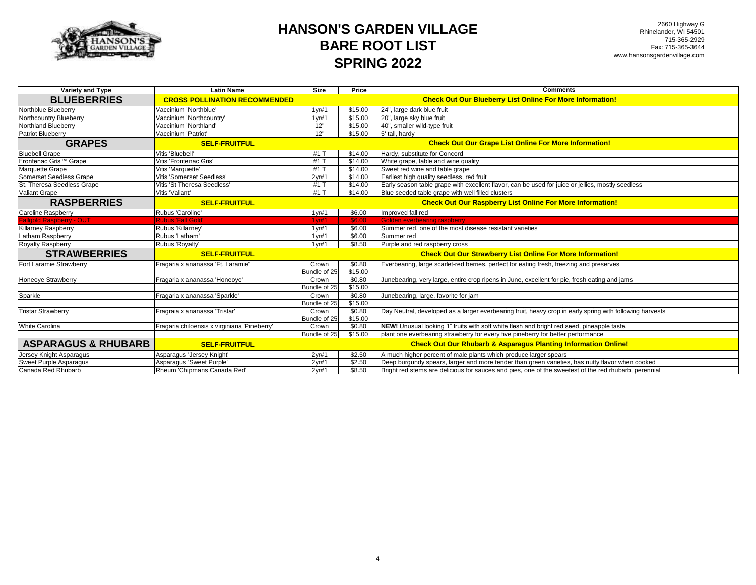# HANSON'S GARDEN VILLAGE
# BARE ROOT LIST
# SPRING 2022

2660 Highway G
Rhinelander, WI 54501
715-365-2929
Fax: 715-365-3644
www.hansonsgardenvillage.com

| Variety and Type | Latin Name | Size | Price | Comments |
|---|---|---|---|---|
| **BLUEBERRIES** | **CROSS POLLINATION RECOMMENDED** | | | **Check Out Our Blueberry List Online For More Information!** |
| Northblue Blueberry | Vaccinium 'Northblue' | 1yr#1 | $15.00 | 24", large dark blue fruit |
| Northcountry Blueberry | Vaccinium 'Northcountry' | 1yr#1 | $15.00 | 20", large sky blue fruit |
| Northland Blueberry | Vaccinium 'Northland' | 12" | $15.00 | 40", smaller wild-type fruit |
| Patriot Blueberry | Vaccinium 'Patriot' | 12" | $15.00 | 5' tall, hardy |
| **GRAPES** | **SELF-FRUITFUL** | | | **Check Out Our Grape List Online For More Information!** |
| Bluebell Grape | Vitis 'Bluebell' | #1 T | $14.00 | Hardy, substitute for Concord |
| Frontenac Gris™ Grape | Vitis 'Frontenac Gris' | #1 T | $14.00 | White grape, table and wine quality |
| Marquette Grape | Vitis 'Marquette' | #1 T | $14.00 | Sweet red wine and table grape |
| Somerset Seedless Grape | Vitis 'Somerset Seedless' | 2yr#1 | $14.00 | Earliest high quality seedless, red fruit |
| St. Theresa Seedless Grape | Vitis 'St Theresa Seedless' | #1 T | $14.00 | Early season table grape with excellent flavor, can be used for juice or jellies, mostly seedless |
| Valiant Grape | Vitis 'Valiant' | #1 T | $14.00 | Blue seeded table grape with well filled clusters |
| **RASPBERRIES** | **SELF-FRUITFUL** | | | **Check Out Our Raspberry List Online For More Information!** |
| Caroline Raspberry | Rubus 'Caroline' | 1yr#1 | $6.00 | Improved fall red |
| Fallgold Raspberry - OUT | Rubus 'Fall Gold' | 1yr#1 | $6.00 | Golden everbearing raspberry |
| Killarney Raspberry | Rubus 'Killarney' | 1yr#1 | $6.00 | Summer red, one of the most disease resistant varieties |
| Latham Raspberry | Rubus 'Latham' | 1yr#1 | $6.00 | Summer red |
| Royalty Raspberry | Rubus 'Royalty' | 1yr#1 | $8.50 | Purple and red raspberry cross |
| **STRAWBERRIES** | **SELF-FRUITFUL** | | | **Check Out Our Strawberry List Online For More Information!** |
| Fort Laramie Strawberry | Fragaria x ananassa 'Ft. Laramie" | Crown | $0.80 | Everbearing, large scarlet-red berries, perfect for eating fresh, freezing and preserves |
| | | Bundle of 25 | $15.00 | |
| Honeoye Strawberry | Fragaria x ananassa 'Honeoye' | Crown | $0.80 | Junebearing, very large, entire crop ripens in June, excellent for pie, fresh eating and jams |
| | | Bundle of 25 | $15.00 | |
| Sparkle | Fragaria x ananassa 'Sparkle' | Crown | $0.80 | Junebearing, large, favorite for jam |
| | | Bundle of 25 | $15.00 | |
| Tristar Strawberry | Fragraia x ananassa 'Tristar' | Crown | $0.80 | Day Neutral, developed as a larger everbearing fruit, heavy crop in early spring with following harvests |
| | | Bundle of 25 | $15.00 | |
| White Carolina | Fragaria chiloensis x virginiana 'Pineberry' | Crown | $0.80 | **NEW!** Unusual looking 1" fruits with soft white flesh and bright red seed, pineapple taste, |
| | | Bundle of 25 | $15.00 | plant one everbearing strawberry for every five pineberry for better performance |
| **ASPARAGUS & RHUBARB** | **SELF-FRUITFUL** | | | **Check Out Our Rhubarb & Asparagus Planting Information Online!** |
| Jersey Knight Asparagus | Asparagus 'Jersey Knight' | 2yr#1 | $2.50 | A much higher percent of male plants which produce larger spears |
| Sweet Purple Asparagus | Asparagus 'Sweet Purple' | 2yr#1 | $2.50 | Deep burgundy spears, larger and more tender than green varieties, has nutty flavor when cooked |
| Canada Red Rhubarb | Rheum 'Chipmans Canada Red' | 2yr#1 | $8.50 | Bright red stems are delicious for sauces and pies, one of the sweetest of the red rhubarb, perennial |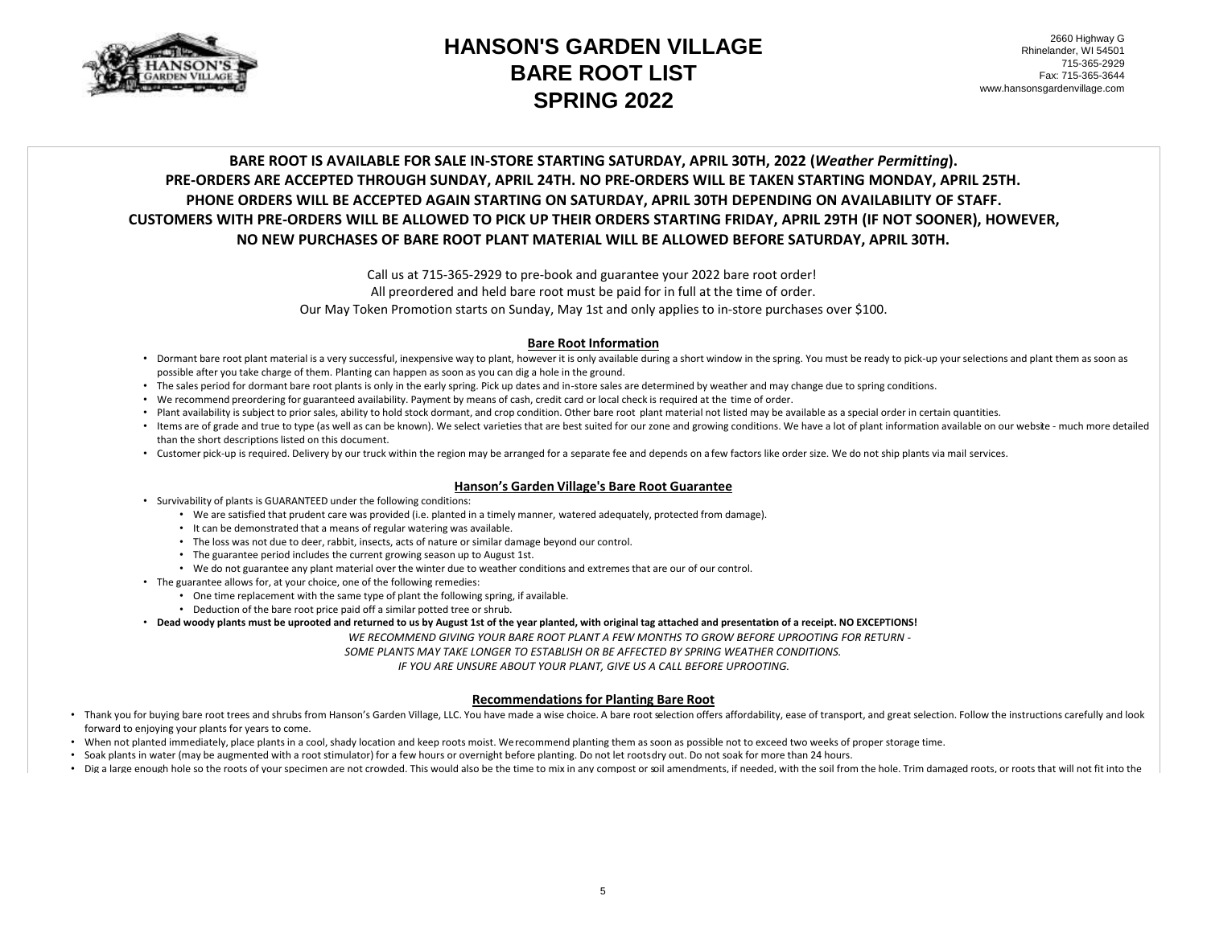# HANSON'S GARDEN VILLAGE
# BARE ROOT LIST
# SPRING 2022

2660 Highway G
Rhinelander, WI 54501
715-365-2929
Fax: 715-365-3644
www.hansonsgardenvillage.com

**BARE ROOT IS AVAILABLE FOR SALE IN-STORE STARTING SATURDAY, APRIL 30TH, 2022 (*Weather Permitting*).**
**PRE-ORDERS ARE ACCEPTED THROUGH SUNDAY, APRIL 24TH. NO PRE-ORDERS WILL BE TAKEN STARTING MONDAY, APRIL 25TH.**
**PHONE ORDERS WILL BE ACCEPTED AGAIN STARTING ON SATURDAY, APRIL 30TH DEPENDING ON AVAILABILITY OF STAFF.**
**CUSTOMERS WITH PRE-ORDERS WILL BE ALLOWED TO PICK UP THEIR ORDERS STARTING FRIDAY, APRIL 29TH (IF NOT SOONER), HOWEVER, NO NEW PURCHASES OF BARE ROOT PLANT MATERIAL WILL BE ALLOWED BEFORE SATURDAY, APRIL 30TH.**

Call us at 715-365-2929 to pre-book and guarantee your 2022 bare root order!
All preordered and held bare root must be paid for in full at the time of order.
Our May Token Promotion starts on Sunday, May 1st and only applies to in-store purchases over $100.

## Bare Root Information

- Dormant bare root plant material is a very successful, inexpensive way to plant, however it is only available during a short window in the spring. You must be ready to pick-up your selections and plant them as soon as possible after you take charge of them. Planting can happen as soon as you can dig a hole in the ground.
- The sales period for dormant bare root plants is only in the early spring. Pick up dates and in-store sales are determined by weather and may change due to spring conditions.
- We recommend preordering for guaranteed availability. Payment by means of cash, credit card or local check is required at the time of order.
- Plant availability is subject to prior sales, ability to hold stock dormant, and crop condition. Other bare root plant material not listed may be available as a special order in certain quantities.
- Items are of grade and true to type (as well as can be known). We select varieties that are best suited for our zone and growing conditions. We have a lot of plant information available on our website - much more detailed than the short descriptions listed on this document.
- Customer pick-up is required. Delivery by our truck within the region may be arranged for a separate fee and depends on a few factors like order size. We do not ship plants via mail services.

## Hanson's Garden Village's Bare Root Guarantee

- Survivability of plants is GUARANTEED under the following conditions:
  - We are satisfied that prudent care was provided (i.e. planted in a timely manner, watered adequately, protected from damage).
  - It can be demonstrated that a means of regular watering was available.
  - The loss was not due to deer, rabbit, insects, acts of nature or similar damage beyond our control.
  - The guarantee period includes the current growing season up to August 1st.
  - We do not guarantee any plant material over the winter due to weather conditions and extremes that are our of our control.
- The guarantee allows for, at your choice, one of the following remedies:
  - One time replacement with the same type of plant the following spring, if available.
  - Deduction of the bare root price paid off a similar potted tree or shrub.
- **Dead woody plants must be uprooted and returned to us by August 1st of the year planted, with original tag attached and presentation of a receipt. NO EXCEPTIONS!**

*WE RECOMMEND GIVING YOUR BARE ROOT PLANT A FEW MONTHS TO GROW BEFORE UPROOTING FOR RETURN -*
*SOME PLANTS MAY TAKE LONGER TO ESTABLISH OR BE AFFECTED BY SPRING WEATHER CONDITIONS.*
*IF YOU ARE UNSURE ABOUT YOUR PLANT, GIVE US A CALL BEFORE UPROOTING.*

## Recommendations for Planting Bare Root

- Thank you for buying bare root trees and shrubs from Hanson's Garden Village, LLC. You have made a wise choice. A bare root selection offers affordability, ease of transport, and great selection. Follow the instructions carefully and look forward to enjoying your plants for years to come.
- When not planted immediately, place plants in a cool, shady location and keep roots moist. We recommend planting them as soon as possible not to exceed two weeks of proper storage time.
- Soak plants in water (may be augmented with a root stimulator) for a few hours or overnight before planting. Do not let roots dry out. Do not soak for more than 24 hours.
- Dig a large enough hole so the roots of your specimen are not crowded. This would also be the time to mix in any compost or soil amendments, if needed, with the soil from the hole. Trim damaged roots, or roots that will not fit into the